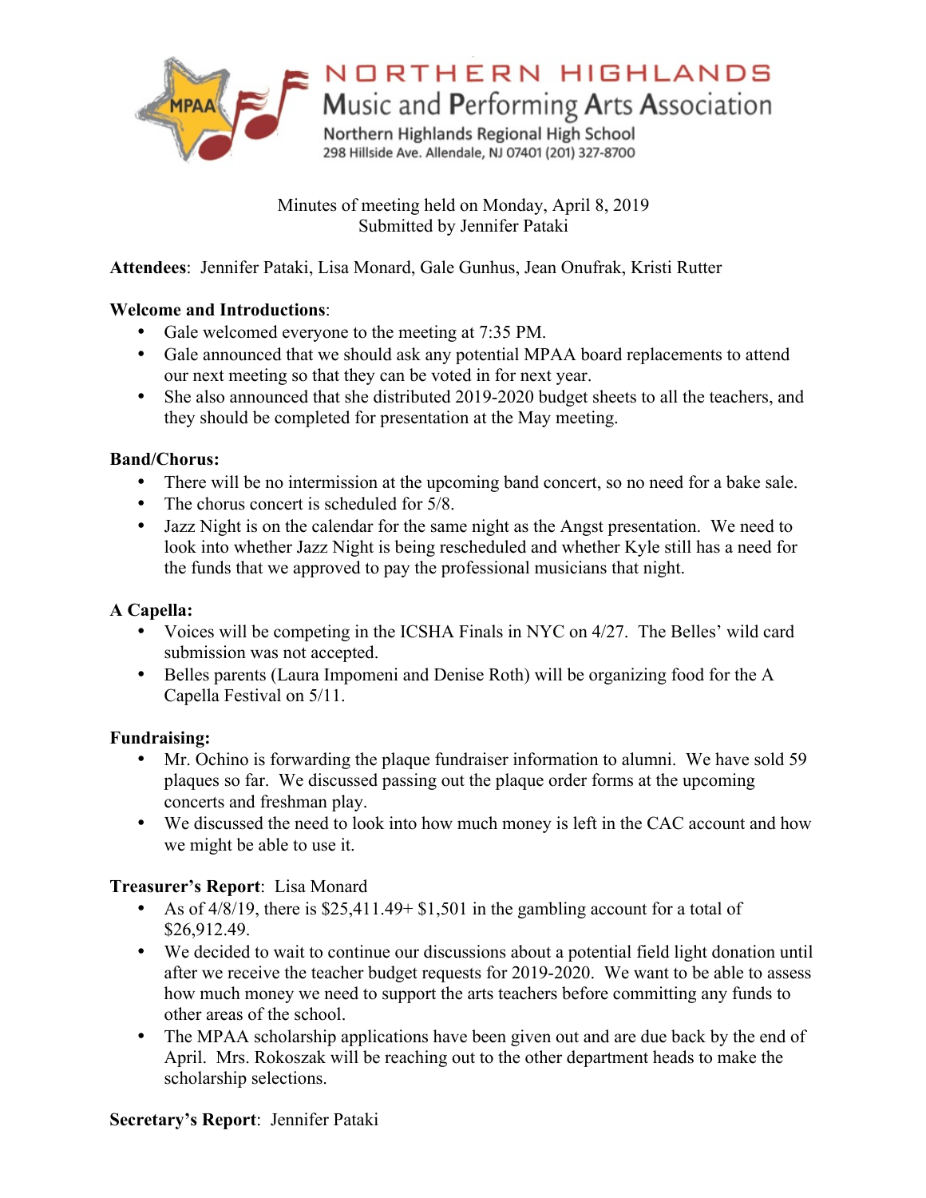# NORTHERN HIGHLANDS
## Music and Performing Arts Association

Northern Highlands Regional High School
298 Hillside Ave. Allendale, NJ 07401 (201) 327-8700

Minutes of meeting held on Monday, April 8, 2019
Submitted by Jennifer Pataki

**Attendees**: Jennifer Pataki, Lisa Monard, Gale Gunhus, Jean Onufrak, Kristi Rutter

**Welcome and Introductions**:

- Gale welcomed everyone to the meeting at 7:35 PM.
- Gale announced that we should ask any potential MPAA board replacements to attend our next meeting so that they can be voted in for next year.
- She also announced that she distributed 2019-2020 budget sheets to all the teachers, and they should be completed for presentation at the May meeting.

**Band/Chorus:**

- There will be no intermission at the upcoming band concert, so no need for a bake sale.
- The chorus concert is scheduled for 5/8.
- Jazz Night is on the calendar for the same night as the Angst presentation. We need to look into whether Jazz Night is being rescheduled and whether Kyle still has a need for the funds that we approved to pay the professional musicians that night.

**A Capella:**

- Voices will be competing in the ICSHA Finals in NYC on 4/27. The Belles' wild card submission was not accepted.
- Belles parents (Laura Impomeni and Denise Roth) will be organizing food for the A Capella Festival on 5/11.

**Fundraising:**

- Mr. Ochino is forwarding the plaque fundraiser information to alumni. We have sold 59 plaques so far. We discussed passing out the plaque order forms at the upcoming concerts and freshman play.
- We discussed the need to look into how much money is left in the CAC account and how we might be able to use it.

**Treasurer's Report**: Lisa Monard

- As of 4/8/19, there is $25,411.49+ $1,501 in the gambling account for a total of $26,912.49.
- We decided to wait to continue our discussions about a potential field light donation until after we receive the teacher budget requests for 2019-2020. We want to be able to assess how much money we need to support the arts teachers before committing any funds to other areas of the school.
- The MPAA scholarship applications have been given out and are due back by the end of April. Mrs. Rokoszak will be reaching out to the other department heads to make the scholarship selections.

**Secretary's Report**: Jennifer Pataki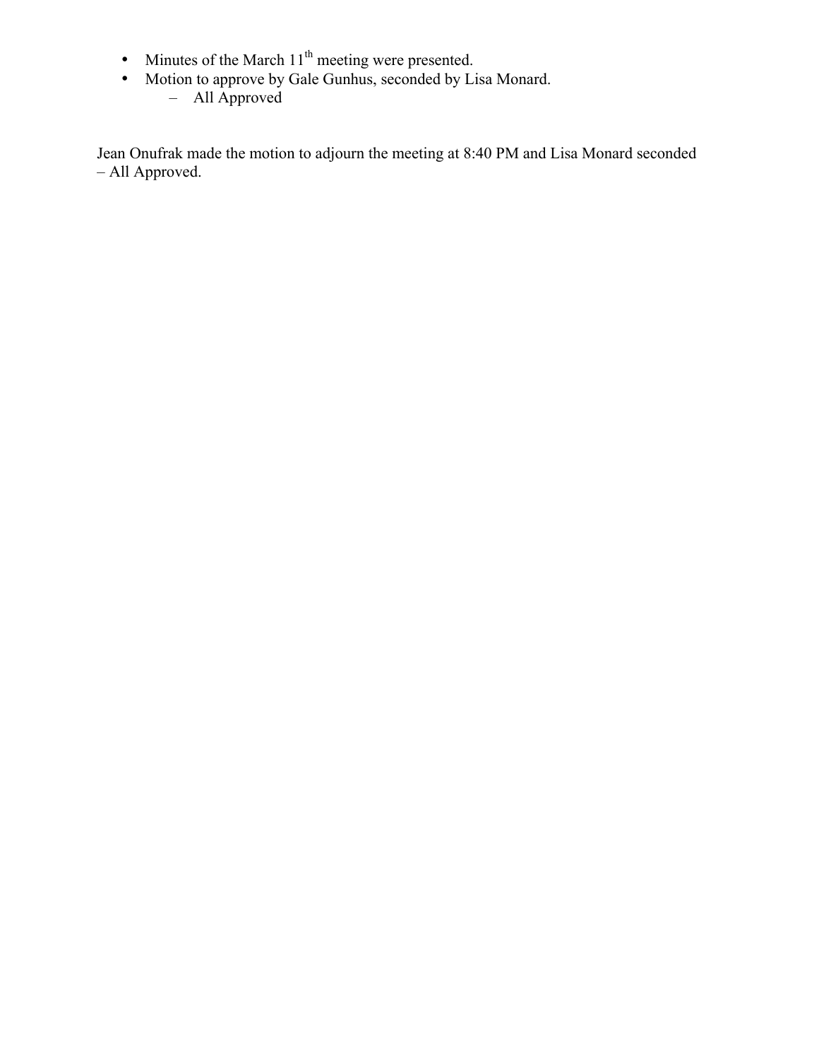- Minutes of the March 11th meeting were presented.
- Motion to approve by Gale Gunhus, seconded by Lisa Monard.
  - All Approved

Jean Onufrak made the motion to adjourn the meeting at 8:40 PM and Lisa Monard seconded – All Approved.